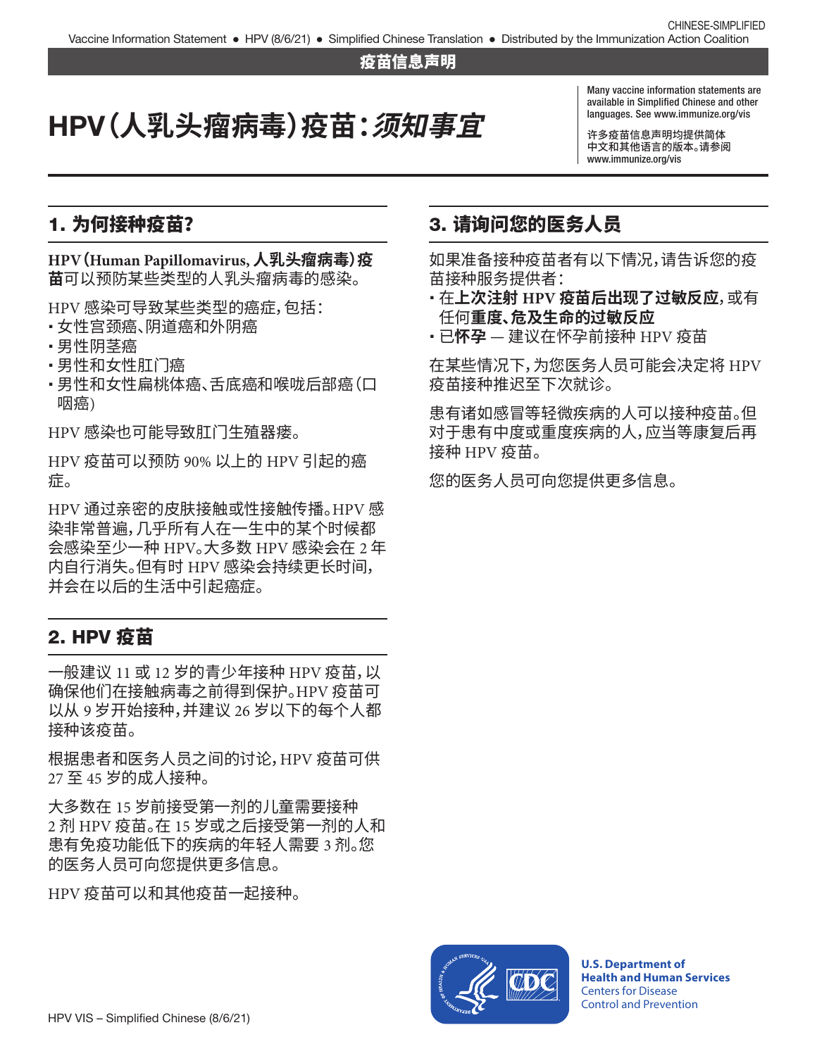疫苗信息声明

# HPV（人乳头瘤病毒）疫苗：*须知事宜*

Many vaccine information statements are available in Simplified Chinese and other languages. See www.immunize.org/vis

许多疫苗信息声明均提供简体中文和其他语言的版本。请参阅 www.immunize.org/vis

## 1. 为何接种疫苗？

**HPV（Human Papillomavirus, 人乳头瘤病毒）疫苗**可以预防某些类型的人乳头瘤病毒的感染。

HPV 感染可导致某些类型的癌症，包括：

- 女性宫颈癌、阴道癌和外阴癌
- 男性阴茎癌
- 男性和女性肛门癌
- 男性和女性扁桃体癌、舌底癌和喉咙后部癌（口咽癌）

HPV 感染也可能导致肛门生殖器瘘。

HPV 疫苗可以预防 90% 以上的 HPV 引起的癌症。

HPV 通过亲密的皮肤接触或性接触传播。HPV 感染非常普遍，几乎所有人在一生中的某个时候都会感染至少一种 HPV。大多数 HPV 感染会在 2 年内自行消失。但有时 HPV 感染会持续更长时间，并会在以后的生活中引起癌症。

## 2. HPV 疫苗

一般建议 11 或 12 岁的青少年接种 HPV 疫苗，以确保他们在接触病毒之前得到保护。HPV 疫苗可以从 9 岁开始接种，并建议 26 岁以下的每个人都接种该疫苗。

根据患者和医务人员之间的讨论，HPV 疫苗可供 27 至 45 岁的成人接种。

大多数在 15 岁前接受第一剂的儿童需要接种 2 剂 HPV 疫苗。在 15 岁或之后接受第一剂的人和患有免疫功能低下的疾病的年轻人需要 3 剂。您的医务人员可向您提供更多信息。

HPV 疫苗可以和其他疫苗一起接种。

## 3. 请询问您的医务人员

如果准备接种疫苗者有以下情况，请告诉您的疫苗接种服务提供者：

- 在**上次注射 HPV 疫苗后出现了过敏反应**，或有任何**重度、危及生命的过敏反应**
- 已**怀孕** — 建议在怀孕前接种 HPV 疫苗

在某些情况下，为您医务人员可能会决定将 HPV 疫苗接种推迟至下次就诊。

患有诸如感冒等轻微疾病的人可以接种疫苗。但对于患有中度或重度疾病的人，应当等康复后再接种 HPV 疫苗。

您的医务人员可向您提供更多信息。

U.S. Department of Health and Human Services
Centers for Disease Control and Prevention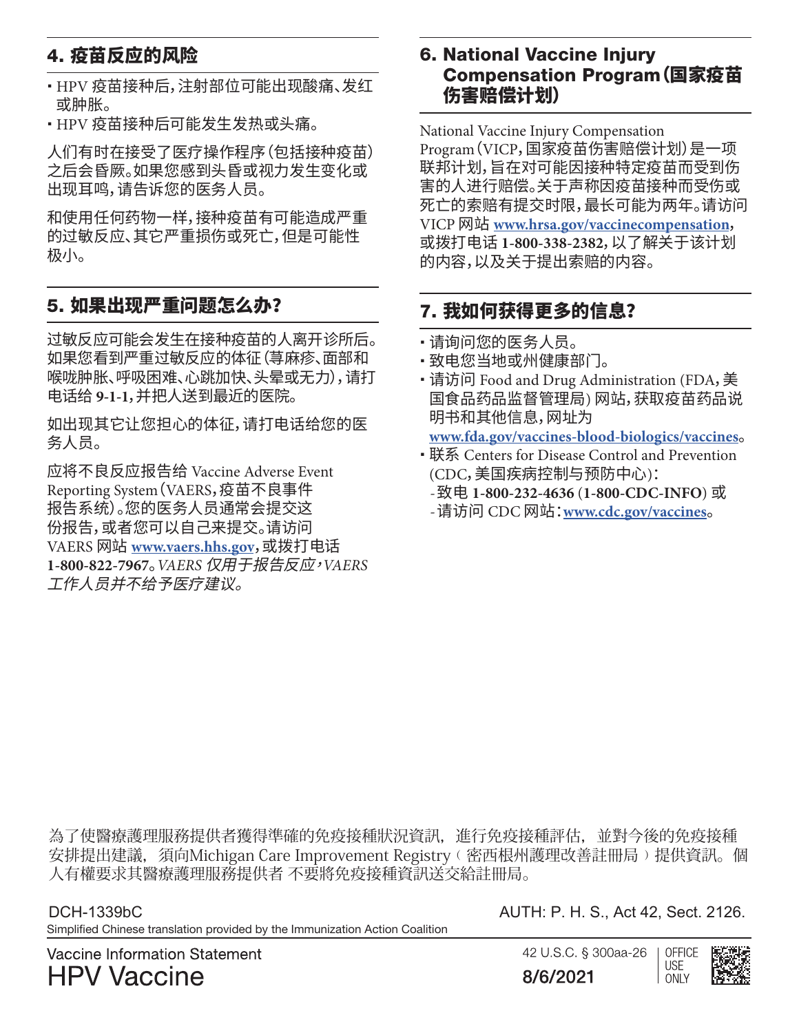## 4. 疫苗反应的风险

- HPV 疫苗接种后，注射部位可能出现酸痛、发红或肿胀。
- HPV 疫苗接种后可能发生发热或头痛。

人们有时在接受了医疗操作程序（包括接种疫苗）之后会昏厥。如果您感到头昏或视力发生变化或出现耳鸣，请告诉您的医务人员。

和使用任何药物一样，接种疫苗有可能造成严重的过敏反应、其它严重损伤或死亡，但是可能性极小。

## 5. 如果出现严重问题怎么办？

过敏反应可能会发生在接种疫苗的人离开诊所后。如果您看到严重过敏反应的体征（荨麻疹、面部和喉咙肿胀、呼吸困难、心跳加快、头晕或无力），请打电话给 **9-1-1**，并把人送到最近的医院。

如出现其它让您担心的体征，请打电话给您的医务人员。

应将不良反应报告给 Vaccine Adverse Event Reporting System（VAERS，疫苗不良事件报告系统）。您的医务人员通常会提交这份报告，或者您可以自己来提交。请访问 VAERS 网站 **www.vaers.hhs.gov**，或拨打电话 **1-800-822-7967**。*VAERS 仅用于报告反应，VAERS 工作人员并不给予医疗建议。*

## 6. National Vaccine Injury Compensation Program（国家疫苗伤害赔偿计划）

National Vaccine Injury Compensation Program（VICP，国家疫苗伤害赔偿计划）是一项联邦计划，旨在对可能因接种特定疫苗而受到伤害的人进行赔偿。关于声称因疫苗接种而受伤或死亡的索赔有提交时限，最长可能为两年。请访问 VICP 网站 **www.hrsa.gov/vaccinecompensation**，或拨打电话 **1-800-338-2382**，以了解关于该计划的内容，以及关于提出索赔的内容。

## 7. 我如何获得更多的信息？

- 请询问您的医务人员。
- 致电您当地或州健康部门。
- 请访问 Food and Drug Administration (FDA，美国食品药品监督管理局) 网站，获取疫苗药品说明书和其他信息，网址为 **www.fda.gov/vaccines-blood-biologics/vaccines**。
- 联系 Centers for Disease Control and Prevention (CDC，美国疾病控制与预防中心)：
  - 致电 **1-800-232-4636** (**1-800-CDC-INFO**) 或
  - 请访问 CDC 网站：**www.cdc.gov/vaccines**。

為了使醫療護理服務提供者獲得準確的免疫接種狀況資訊，進行免疫接種評估，並對今後的免疫接種安排提出建議，須向Michigan Care Improvement Registry（密西根州護理改善註冊局）提供資訊。個人有權要求其醫療護理服務提供者 不要將免疫接種資訊送交給註冊局。

DCH-1339bC

AUTH: P. H. S., Act 42, Sect. 2126.

Simplified Chinese translation provided by the Immunization Action Coalition

Vaccine Information Statement

HPV Vaccine

42 U.S.C. § 300aa-26

8/6/2021

OFFICE USE ONLY